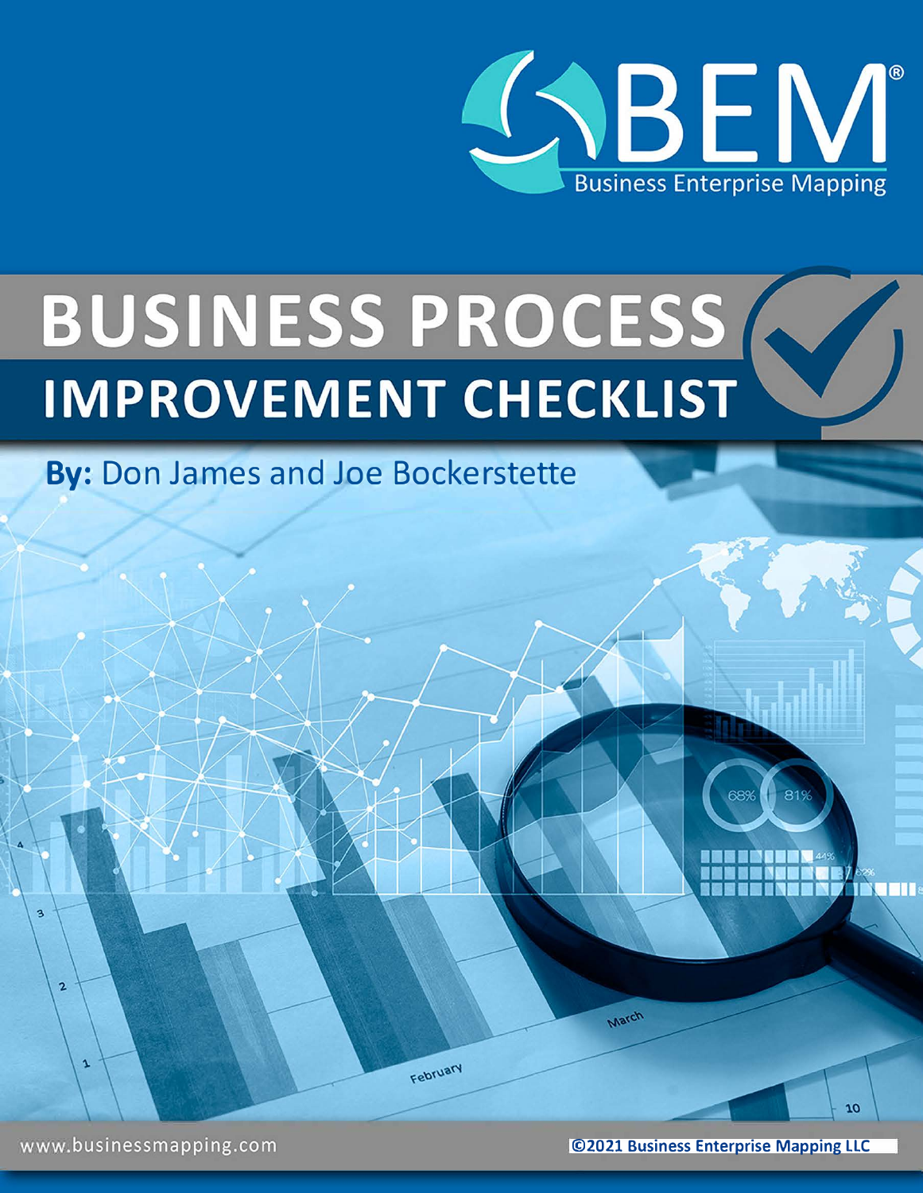BEM®

Business Enterprise Mapping

# BUSINESS PROCESS IMPROVEMENT CHECKLIST

**By:** Don James and Joe Bockerstette

www.businessmapping.com

**©2021 Business Enterprise Mapping LLC**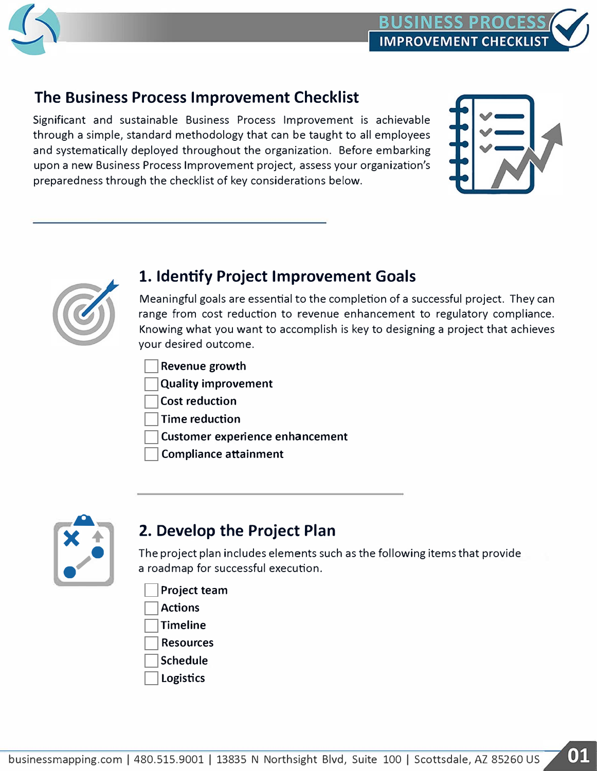# The Business Process Improvement Checklist

Significant and sustainable Business Process Improvement is achievable through a simple, standard methodology that can be taught to all employees and systematically deployed throughout the organization. Before embarking upon a new Business Process Improvement project, assess your organization's preparedness through the checklist of key considerations below.

## 1. Identify Project Improvement Goals

Meaningful goals are essential to the completion of a successful project. They can range from cost reduction to revenue enhancement to regulatory compliance. Knowing what you want to accomplish is key to designing a project that achieves your desired outcome.

- [ ] **Revenue growth**
- [ ] **Quality improvement**
- [ ] **Cost reduction**
- [ ] **Time reduction**
- [ ] **Customer experience enhancement**
- [ ] **Compliance attainment**

## 2. Develop the Project Plan

The project plan includes elements such as the following items that provide a roadmap for successful execution.

- [ ] **Project team**
- [ ] **Actions**
- [ ] **Timeline**
- [ ] **Resources**
- [ ] **Schedule**
- [ ] **Logistics**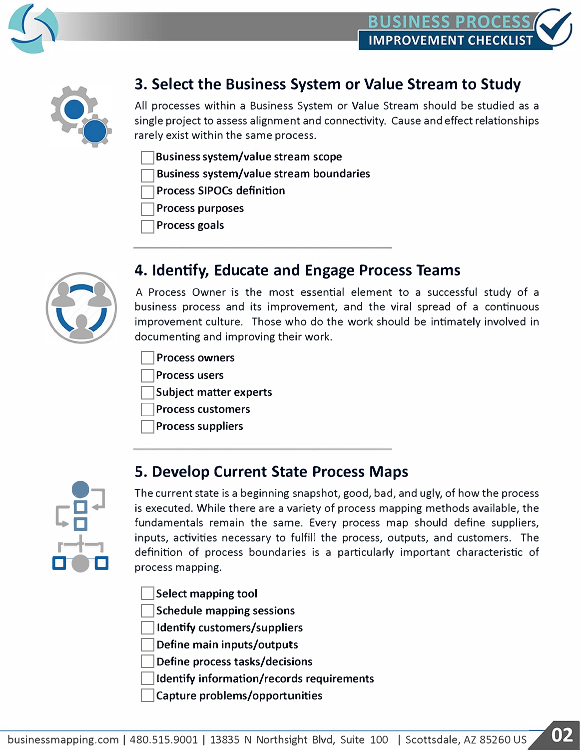## 3. Select the Business System or Value Stream to Study

All processes within a Business System or Value Stream should be studied as a single project to assess alignment and connectivity. Cause and effect relationships rarely exist within the same process.

- [ ] Business system/value stream scope
- [ ] Business system/value stream boundaries
- [ ] Process SIPOCs definition
- [ ] Process purposes
- [ ] Process goals

## 4. Identify, Educate and Engage Process Teams

A Process Owner is the most essential element to a successful study of a business process and its improvement, and the viral spread of a continuous improvement culture. Those who do the work should be intimately involved in documenting and improving their work.

- [ ] Process owners
- [ ] Process users
- [ ] Subject matter experts
- [ ] Process customers
- [ ] Process suppliers

## 5. Develop Current State Process Maps

The current state is a beginning snapshot, good, bad, and ugly, of how the process is executed. While there are a variety of process mapping methods available, the fundamentals remain the same. Every process map should define suppliers, inputs, activities necessary to fulfill the process, outputs, and customers. The definition of process boundaries is a particularly important characteristic of process mapping.

- [ ] Select mapping tool
- [ ] Schedule mapping sessions
- [ ] Identify customers/suppliers
- [ ] Define main inputs/outputs
- [ ] Define process tasks/decisions
- [ ] Identify information/records requirements
- [ ] Capture problems/opportunities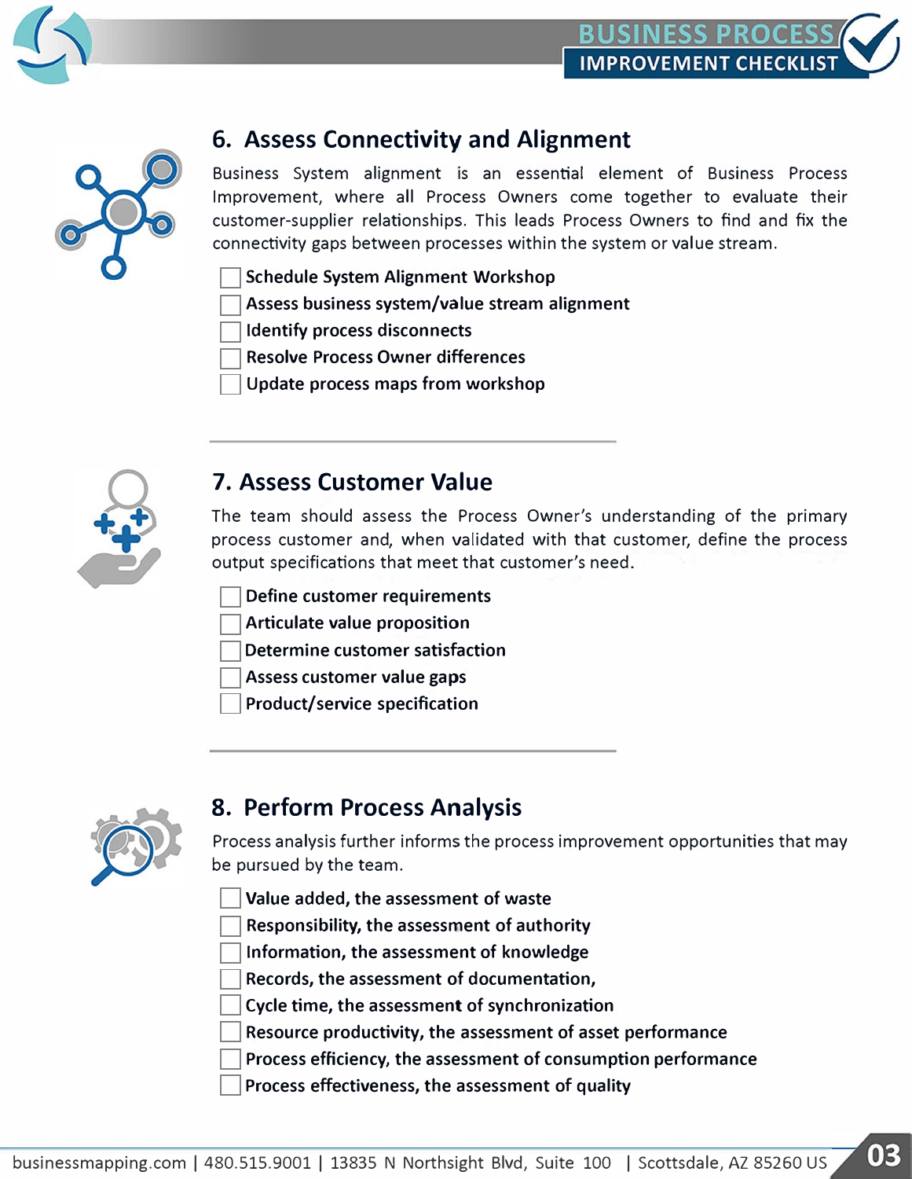## 6. Assess Connectivity and Alignment

Business System alignment is an essential element of Business Process Improvement, where all Process Owners come together to evaluate their customer-supplier relationships. This leads Process Owners to find and fix the connectivity gaps between processes within the system or value stream.

- [ ] Schedule System Alignment Workshop
- [ ] Assess business system/value stream alignment
- [ ] Identify process disconnects
- [ ] Resolve Process Owner differences
- [ ] Update process maps from workshop

## 7. Assess Customer Value

The team should assess the Process Owner's understanding of the primary process customer and, when validated with that customer, define the process output specifications that meet that customer's need.

- [ ] Define customer requirements
- [ ] Articulate value proposition
- [ ] Determine customer satisfaction
- [ ] Assess customer value gaps
- [ ] Product/service specification

## 8. Perform Process Analysis

Process analysis further informs the process improvement opportunities that may be pursued by the team.

- [ ] Value added, the assessment of waste
- [ ] Responsibility, the assessment of authority
- [ ] Information, the assessment of knowledge
- [ ] Records, the assessment of documentation,
- [ ] Cycle time, the assessment of synchronization
- [ ] Resource productivity, the assessment of asset performance
- [ ] Process efficiency, the assessment of consumption performance
- [ ] Process effectiveness, the assessment of quality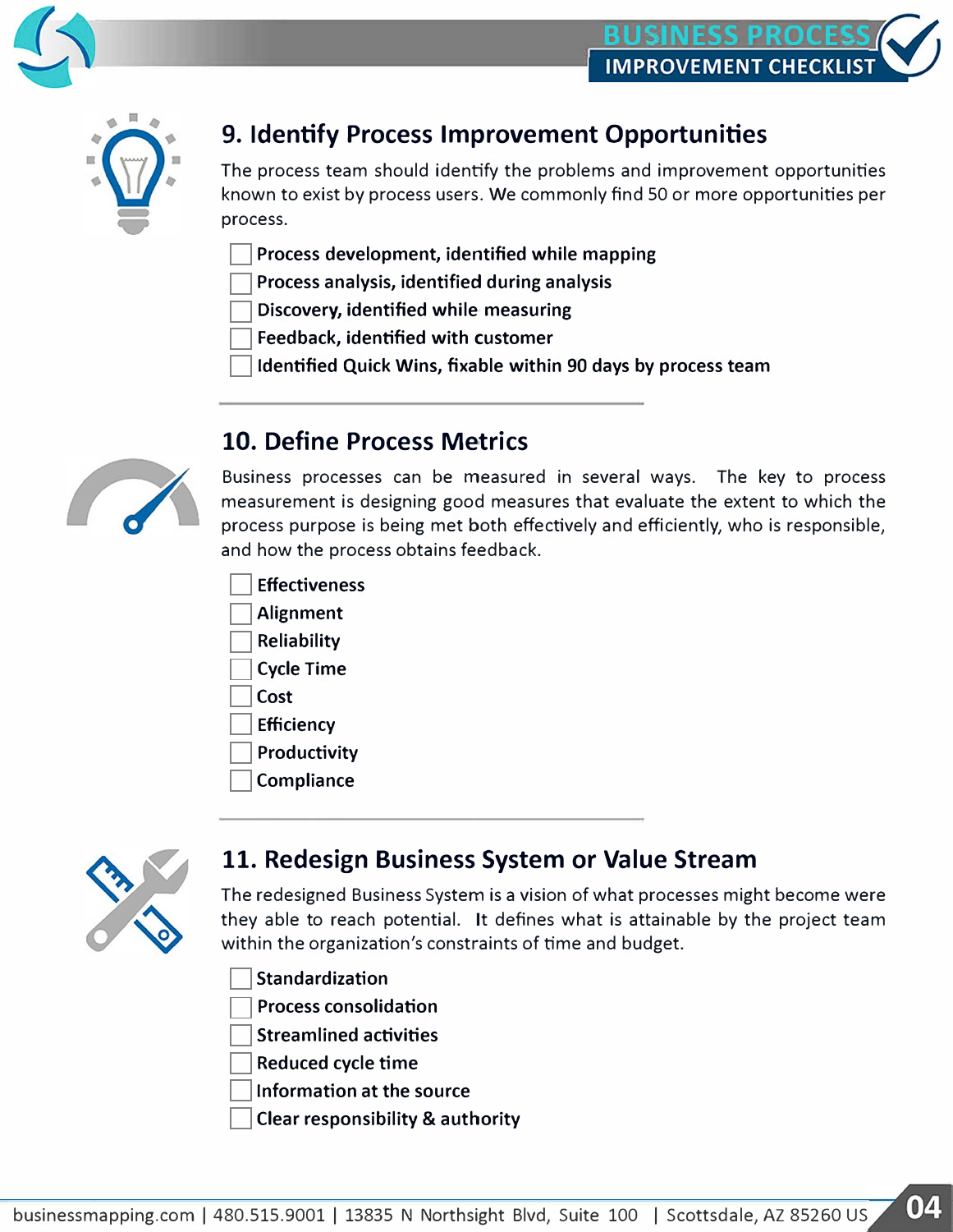## 9. Identify Process Improvement Opportunities

The process team should identify the problems and improvement opportunities known to exist by process users. We commonly find 50 or more opportunities per process.

- [ ] Process development, identified while mapping
- [ ] Process analysis, identified during analysis
- [ ] Discovery, identified while measuring
- [ ] Feedback, identified with customer
- [ ] Identified Quick Wins, fixable within 90 days by process team

## 10. Define Process Metrics

Business processes can be measured in several ways. The key to process measurement is designing good measures that evaluate the extent to which the process purpose is being met both effectively and efficiently, who is responsible, and how the process obtains feedback.

- [ ] Effectiveness
- [ ] Alignment
- [ ] Reliability
- [ ] Cycle Time
- [ ] Cost
- [ ] Efficiency
- [ ] Productivity
- [ ] Compliance

## 11. Redesign Business System or Value Stream

The redesigned Business System is a vision of what processes might become were they able to reach potential. It defines what is attainable by the project team within the organization's constraints of time and budget.

- [ ] Standardization
- [ ] Process consolidation
- [ ] Streamlined activities
- [ ] Reduced cycle time
- [ ] Information at the source
- [ ] Clear responsibility & authority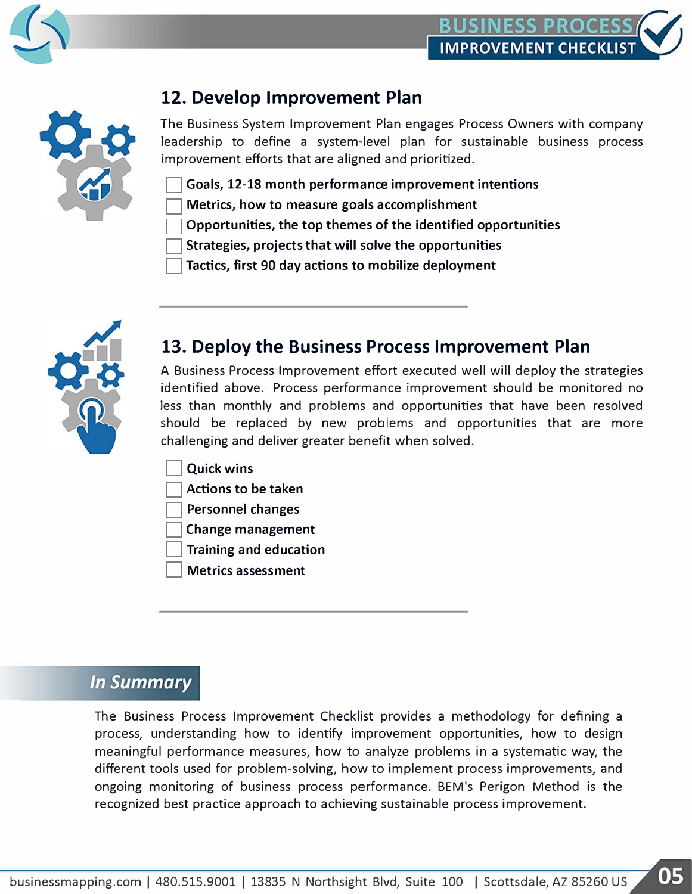## 12. Develop Improvement Plan

The Business System Improvement Plan engages Process Owners with company leadership to define a system-level plan for sustainable business process improvement efforts that are aligned and prioritized.

- [ ] **Goals, 12-18 month performance improvement intentions**
- [ ] **Metrics, how to measure goals accomplishment**
- [ ] **Opportunities, the top themes of the identified opportunities**
- [ ] **Strategies, projects that will solve the opportunities**
- [ ] **Tactics, first 90 day actions to mobilize deployment**

## 13. Deploy the Business Process Improvement Plan

A Business Process Improvement effort executed well will deploy the strategies identified above. Process performance improvement should be monitored no less than monthly and problems and opportunities that have been resolved should be replaced by new problems and opportunities that are more challenging and deliver greater benefit when solved.

- [ ] **Quick wins**
- [ ] **Actions to be taken**
- [ ] **Personnel changes**
- [ ] **Change management**
- [ ] **Training and education**
- [ ] **Metrics assessment**

## *In Summary*

The Business Process Improvement Checklist provides a methodology for defining a process, understanding how to identify improvement opportunities, how to design meaningful performance measures, how to analyze problems in a systematic way, the different tools used for problem-solving, how to implement process improvements, and ongoing monitoring of business process performance. BEM's Perigon Method is the recognized best practice approach to achieving sustainable process improvement.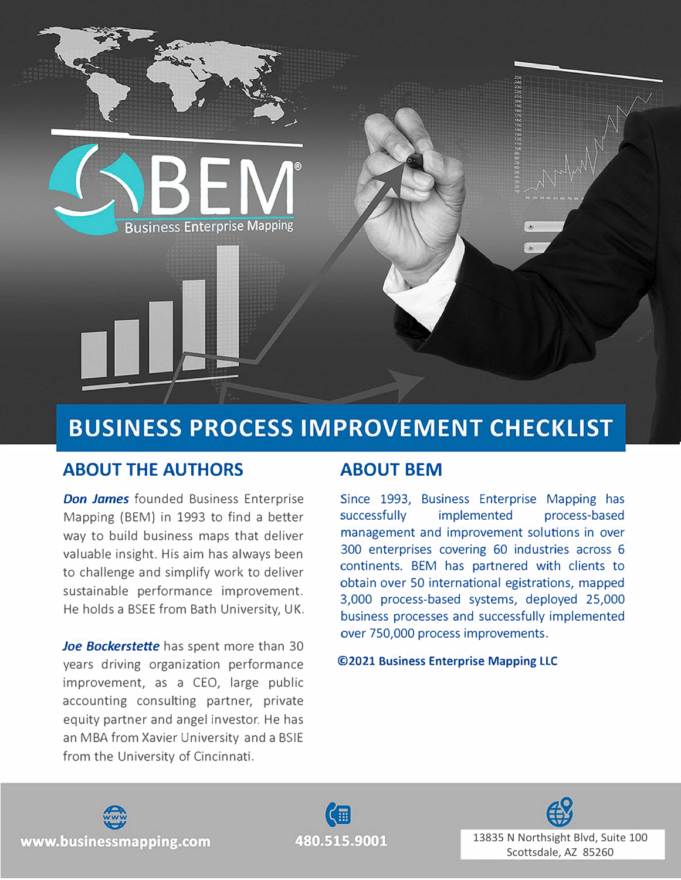BEM®

Business Enterprise Mapping

# BUSINESS PROCESS IMPROVEMENT CHECKLIST

## ABOUT THE AUTHORS

***Don James*** founded Business Enterprise Mapping (BEM) in 1993 to find a better way to build business maps that deliver valuable insight. His aim has always been to challenge and simplify work to deliver sustainable performance improvement. He holds a BSEE from Bath University, UK.

***Joe Bockerstette*** has spent more than 30 years driving organization performance improvement, as a CEO, large public accounting consulting partner, private equity partner and angel investor. He has an MBA from Xavier University and a BSIE from the University of Cincinnati.

## ABOUT BEM

Since 1993, Business Enterprise Mapping has successfully implemented process-based management and improvement solutions in over 300 enterprises covering 60 industries across 6 continents. BEM has partnered with clients to obtain over 50 international egistrations, mapped 3,000 process-based systems, deployed 25,000 business processes and successfully implemented over 750,000 process improvements.

**©2021 Business Enterprise Mapping LLC**

www.businessmapping.com

480.515.9001

13835 N Northsight Blvd, Suite 100
Scottsdale, AZ 85260